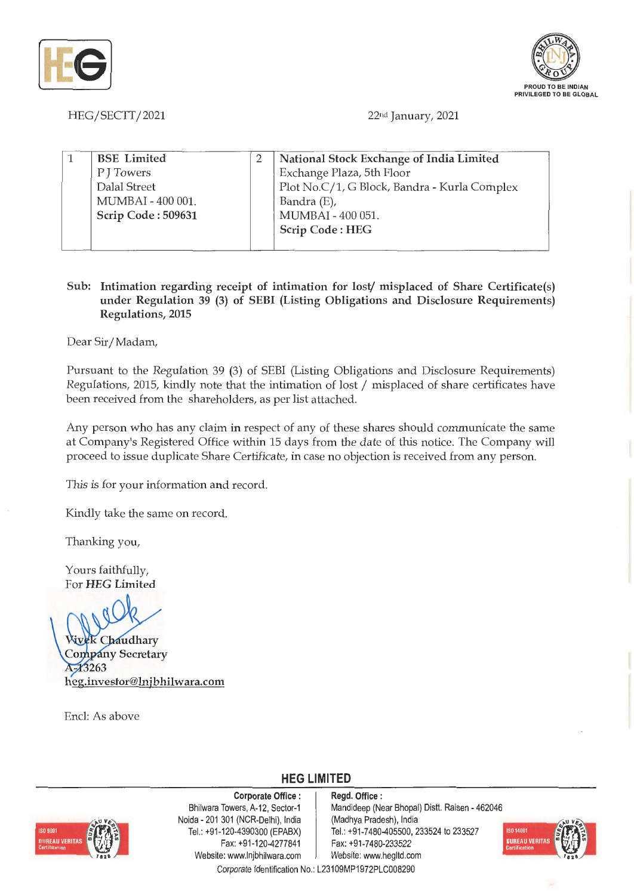HEG/SECTT/2021

22nd January, 2021

| 1 | **BSE Limited**<br>P J Towers<br>Dalal Street<br>MUMBAI - 400 001.<br>**Scrip Code : 509631** | 2 | **National Stock Exchange of India Limited**<br>Exchange Plaza, 5th Floor<br>Plot No.C/1, G Block, Bandra - Kurla Complex<br>Bandra (E),<br>MUMBAI - 400 051.<br>**Scrip Code : HEG** |
|---|---|---|---|

**Sub: Intimation regarding receipt of intimation for lost/ misplaced of Share Certificate(s) under Regulation 39 (3) of SEBI (Listing Obligations and Disclosure Requirements) Regulations, 2015**

Dear Sir/Madam,

Pursuant to the Regulation 39 (3) of SEBI (Listing Obligations and Disclosure Requirements) Regulations, 2015, kindly note that the intimation of lost / misplaced of share certificates have been received from the shareholders, as per list attached.

Any person who has any claim in respect of any of these shares should communicate the same at Company's Registered Office within 15 days from the date of this notice. The Company will proceed to issue duplicate Share Certificate, in case no objection is received from any person.

This is for your information and record.

Kindly take the same on record.

Thanking you,

Yours faithfully,
For **HEG Limited**

Vivek Chaudhary
Company Secretary
A-13263
heg.investor@lnjbhilwara.com

Encl: As above

**HEG LIMITED**

**Corporate Office :**
Bhilwara Towers, A-12, Sector-1
Noida - 201 301 (NCR-Delhi), India
Tel.: +91-120-4390300 (EPABX)
Fax: +91-120-4277841
Website: www.lnjbhilwara.com

**Regd. Office :**
Mandideep (Near Bhopal) Distt. Raisen - 462046
(Madhya Pradesh), India
Tel.: +91-7480-405500, 233524 to 233527
Fax: +91-7480-233522
Website: www.hegltd.com

Corporate Identification No.: L23109MP1972PLC008290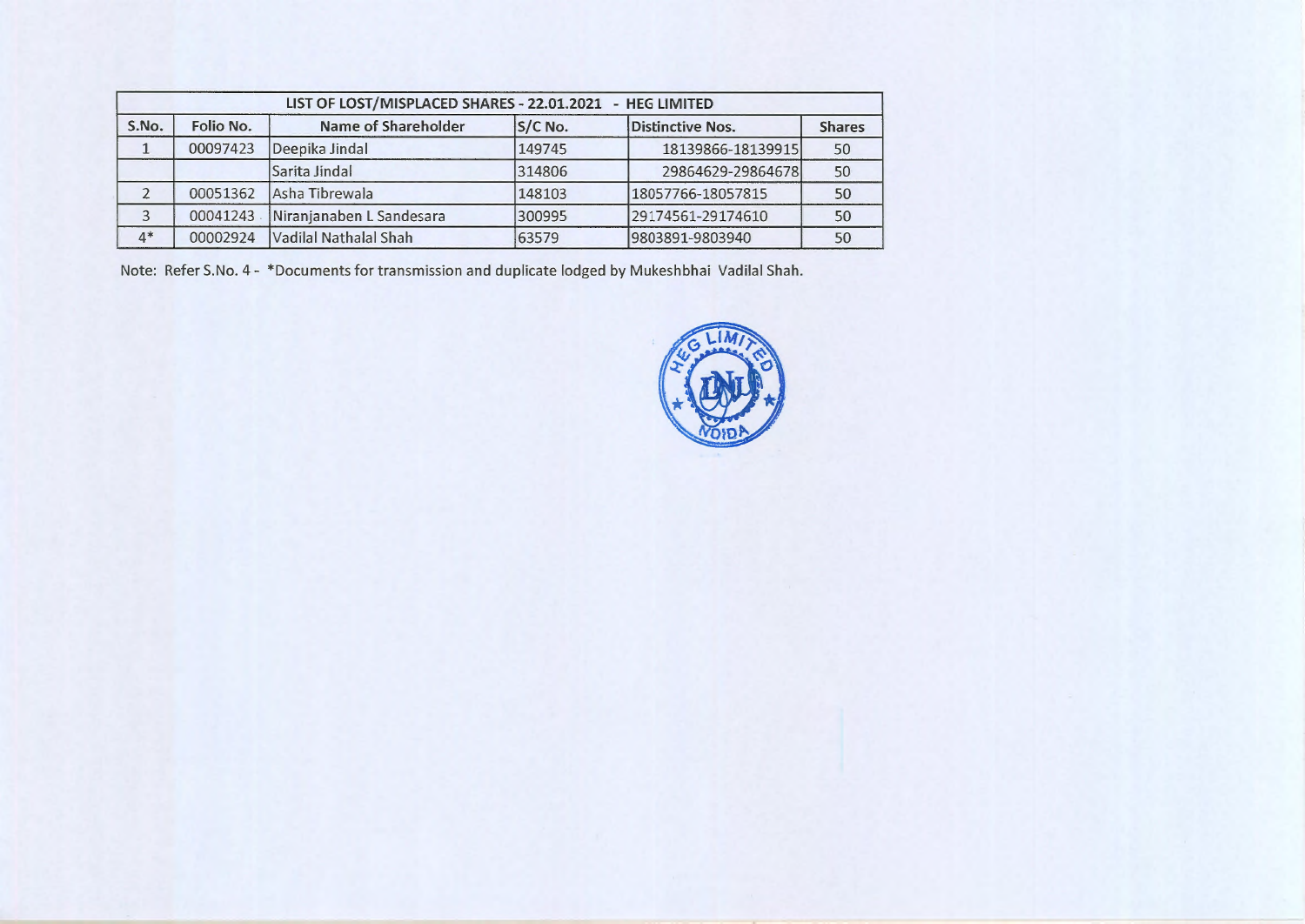| LIST OF LOST/MISPLACED SHARES - 22.01.2021 - HEG LIMITED | | | | | |
|---|---|---|---|---|---|
| S.No. | Folio No. | Name of Shareholder | S/C No. | Distinctive Nos. | Shares |
| 1 | 00097423 | Deepika Jindal | 149745 | 18139866-18139915 | 50 |
| | | Sarita Jindal | 314806 | 29864629-29864678 | 50 |
| 2 | 00051362 | Asha Tibrewala | 148103 | 18057766-18057815 | 50 |
| 3 | 00041243 | Niranjanaben L Sandesara | 300995 | 29174561-29174610 | 50 |
| 4* | 00002924 | Vadilal Nathalal Shah | 63579 | 9803891-9803940 | 50 |

Note: Refer S.No. 4 - *Documents for transmission and duplicate lodged by Mukeshbhai Vadilal Shah.